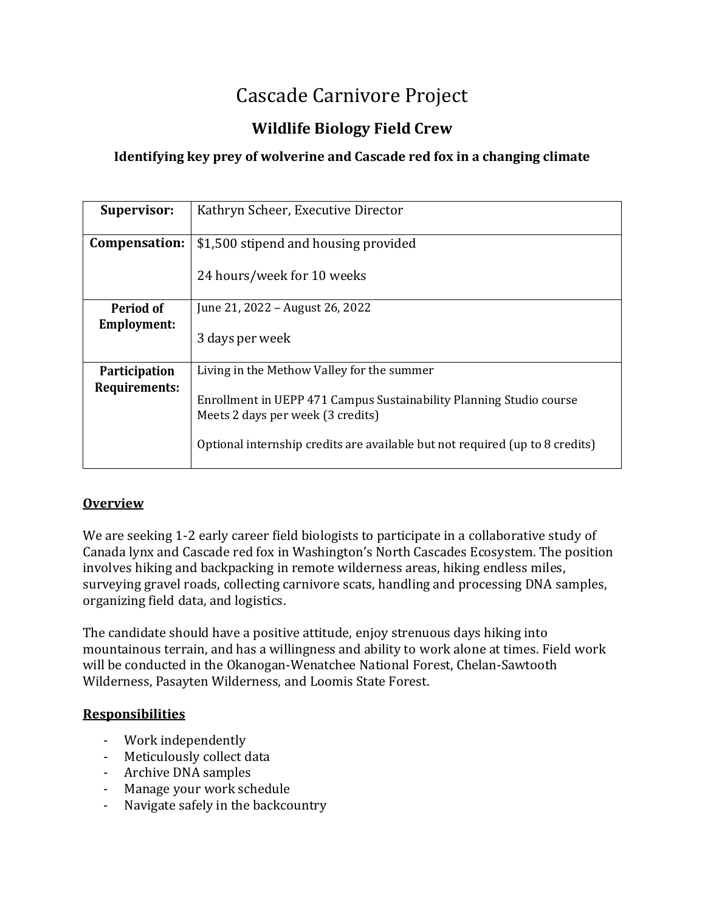# Cascade Carnivore Project

## Wildlife Biology Field Crew

### Identifying key prey of wolverine and Cascade red fox in a changing climate

| **Supervisor:** | Kathryn Scheer, Executive Director |
|---|---|
| **Compensation:** | $1,500 stipend and housing provided<br><br>24 hours/week for 10 weeks |
| **Period of Employment:** | June 21, 2022 – August 26, 2022<br><br>3 days per week |
| **Participation Requirements:** | Living in the Methow Valley for the summer<br><br>Enrollment in UEPP 471 Campus Sustainability Planning Studio course Meets 2 days per week (3 credits)<br><br>Optional internship credits are available but not required (up to 8 credits) |

**<u>Overview</u>**

We are seeking 1-2 early career field biologists to participate in a collaborative study of Canada lynx and Cascade red fox in Washington's North Cascades Ecosystem. The position involves hiking and backpacking in remote wilderness areas, hiking endless miles, surveying gravel roads, collecting carnivore scats, handling and processing DNA samples, organizing field data, and logistics.

The candidate should have a positive attitude, enjoy strenuous days hiking into mountainous terrain, and has a willingness and ability to work alone at times. Field work will be conducted in the Okanogan-Wenatchee National Forest, Chelan-Sawtooth Wilderness, Pasayten Wilderness, and Loomis State Forest.

**<u>Responsibilities</u>**

- Work independently
- Meticulously collect data
- Archive DNA samples
- Manage your work schedule
- Navigate safely in the backcountry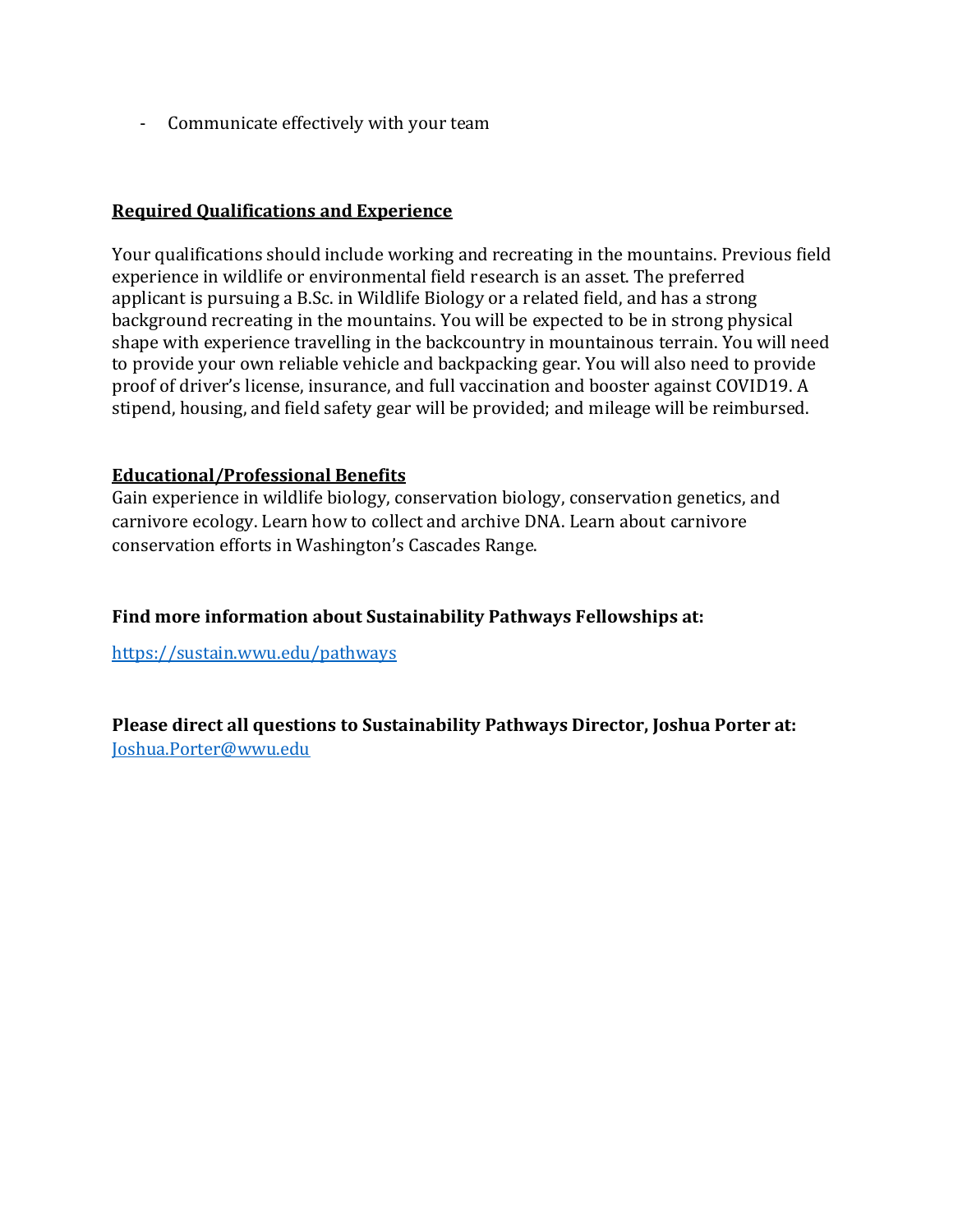- Communicate effectively with your team

## Required Qualifications and Experience

Your qualifications should include working and recreating in the mountains. Previous field experience in wildlife or environmental field research is an asset. The preferred applicant is pursuing a B.Sc. in Wildlife Biology or a related field, and has a strong background recreating in the mountains. You will be expected to be in strong physical shape with experience travelling in the backcountry in mountainous terrain. You will need to provide your own reliable vehicle and backpacking gear. You will also need to provide proof of driver's license, insurance, and full vaccination and booster against COVID19. A stipend, housing, and field safety gear will be provided; and mileage will be reimbursed.

## Educational/Professional Benefits

Gain experience in wildlife biology, conservation biology, conservation genetics, and carnivore ecology. Learn how to collect and archive DNA. Learn about carnivore conservation efforts in Washington's Cascades Range.

**Find more information about Sustainability Pathways Fellowships at:**

[https://sustain.wwu.edu/pathways](https://sustain.wwu.edu/pathways)

**Please direct all questions to Sustainability Pathways Director, Joshua Porter at:**
[Joshua.Porter@wwu.edu](mailto:Joshua.Porter@wwu.edu)